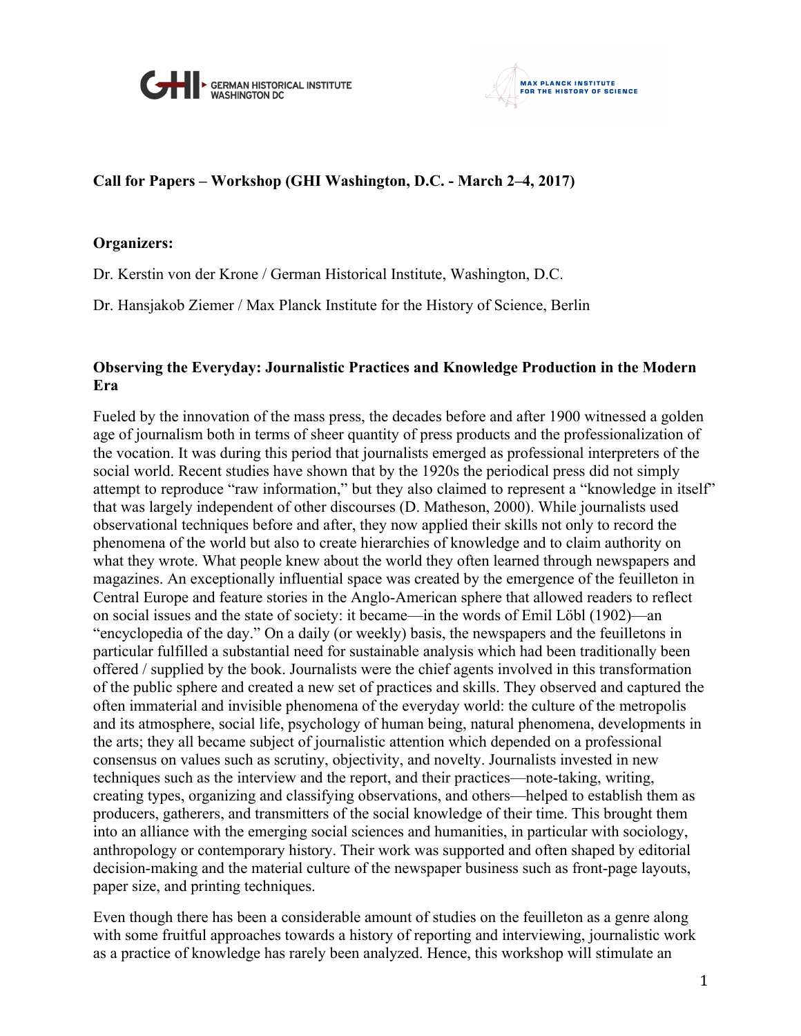GERMAN HISTORICAL INSTITUTE WASHINGTON DC

MAX PLANCK INSTITUTE FOR THE HISTORY OF SCIENCE

**Call for Papers – Workshop (GHI Washington, D.C. - March 2–4, 2017)**

**Organizers:**

Dr. Kerstin von der Krone / German Historical Institute, Washington, D.C.

Dr. Hansjakob Ziemer / Max Planck Institute for the History of Science, Berlin

**Observing the Everyday: Journalistic Practices and Knowledge Production in the Modern Era**

Fueled by the innovation of the mass press, the decades before and after 1900 witnessed a golden age of journalism both in terms of sheer quantity of press products and the professionalization of the vocation. It was during this period that journalists emerged as professional interpreters of the social world. Recent studies have shown that by the 1920s the periodical press did not simply attempt to reproduce "raw information," but they also claimed to represent a "knowledge in itself" that was largely independent of other discourses (D. Matheson, 2000). While journalists used observational techniques before and after, they now applied their skills not only to record the phenomena of the world but also to create hierarchies of knowledge and to claim authority on what they wrote. What people knew about the world they often learned through newspapers and magazines. An exceptionally influential space was created by the emergence of the feuilleton in Central Europe and feature stories in the Anglo-American sphere that allowed readers to reflect on social issues and the state of society: it became—in the words of Emil Löbl (1902)—an "encyclopedia of the day." On a daily (or weekly) basis, the newspapers and the feuilletons in particular fulfilled a substantial need for sustainable analysis which had traditionally been offered / supplied by the book. Journalists were the chief agents involved in this transformation of the public sphere and created a new set of practices and skills. They observed and captured the often immaterial and invisible phenomena of the everyday world: the culture of the metropolis and its atmosphere, social life, psychology of human being, natural phenomena, developments in the arts; they all became subject of journalistic attention which depended on a professional consensus on values such as scrutiny, objectivity, and novelty. Journalists invested in new techniques such as the interview and the report, and their practices—note-taking, writing, creating types, organizing and classifying observations, and others—helped to establish them as producers, gatherers, and transmitters of the social knowledge of their time. This brought them into an alliance with the emerging social sciences and humanities, in particular with sociology, anthropology or contemporary history. Their work was supported and often shaped by editorial decision-making and the material culture of the newspaper business such as front-page layouts, paper size, and printing techniques.

Even though there has been a considerable amount of studies on the feuilleton as a genre along with some fruitful approaches towards a history of reporting and interviewing, journalistic work as a practice of knowledge has rarely been analyzed. Hence, this workshop will stimulate an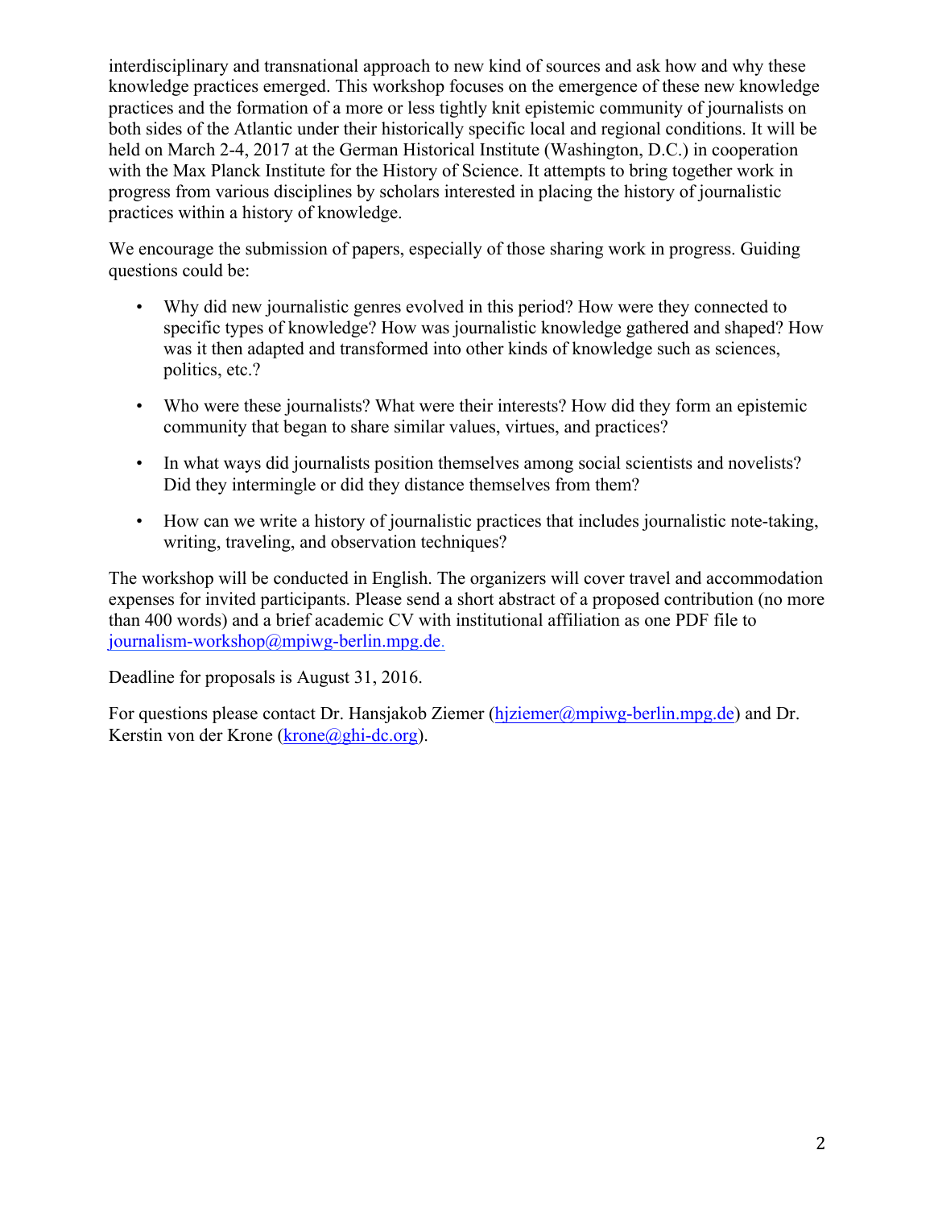interdisciplinary and transnational approach to new kind of sources and ask how and why these knowledge practices emerged. This workshop focuses on the emergence of these new knowledge practices and the formation of a more or less tightly knit epistemic community of journalists on both sides of the Atlantic under their historically specific local and regional conditions. It will be held on March 2-4, 2017 at the German Historical Institute (Washington, D.C.) in cooperation with the Max Planck Institute for the History of Science. It attempts to bring together work in progress from various disciplines by scholars interested in placing the history of journalistic practices within a history of knowledge.

We encourage the submission of papers, especially of those sharing work in progress. Guiding questions could be:

- Why did new journalistic genres evolved in this period? How were they connected to specific types of knowledge? How was journalistic knowledge gathered and shaped? How was it then adapted and transformed into other kinds of knowledge such as sciences, politics, etc.?

- Who were these journalists? What were their interests? How did they form an epistemic community that began to share similar values, virtues, and practices?

- In what ways did journalists position themselves among social scientists and novelists? Did they intermingle or did they distance themselves from them?

- How can we write a history of journalistic practices that includes journalistic note-taking, writing, traveling, and observation techniques?

The workshop will be conducted in English. The organizers will cover travel and accommodation expenses for invited participants. Please send a short abstract of a proposed contribution (no more than 400 words) and a brief academic CV with institutional affiliation as one PDF file to journalism-workshop@mpiwg-berlin.mpg.de.

Deadline for proposals is August 31, 2016.

For questions please contact Dr. Hansjakob Ziemer (hjziemer@mpiwg-berlin.mpg.de) and Dr. Kerstin von der Krone (krone@ghi-dc.org).